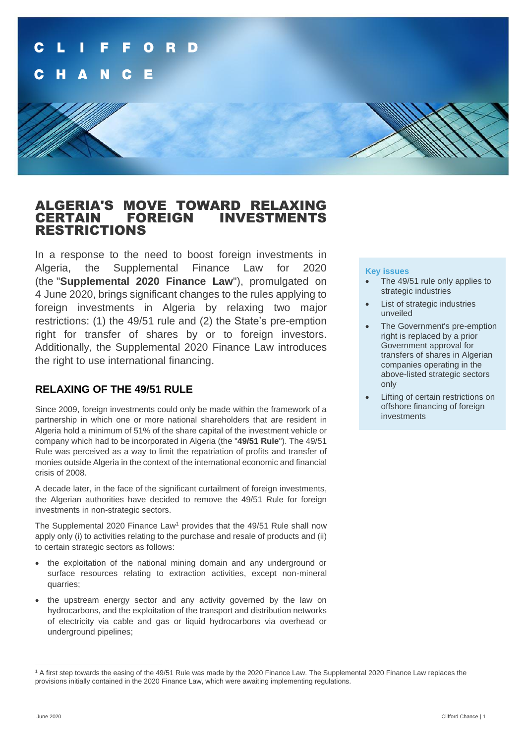# ALGERIA'S MOVE TOWARD RELAXING CERTAIN FOREIGN INVESTMENTS RESTRICTIONS

In a response to the need to boost foreign investments in Algeria, the Supplemental Finance Law for 2020 (the "**Supplemental 2020 Finance Law**"), promulgated on 4 June 2020, brings significant changes to the rules applying to foreign investments in Algeria by relaxing two major restrictions: (1) the 49/51 rule and (2) the State's pre-emption right for transfer of shares by or to foreign investors. Additionally, the Supplemental 2020 Finance Law introduces the right to use international financing.

**Key issues**

- The 49/51 rule only applies to strategic industries
- List of strategic industries unveiled
- The Government's pre-emption right is replaced by a prior Government approval for transfers of shares in Algerian companies operating in the above-listed strategic sectors only
- Lifting of certain restrictions on offshore financing of foreign investments

## RELAXING OF THE 49/51 RULE

Since 2009, foreign investments could only be made within the framework of a partnership in which one or more national shareholders that are resident in Algeria hold a minimum of 51% of the share capital of the investment vehicle or company which had to be incorporated in Algeria (the "**49/51 Rule**"). The 49/51 Rule was perceived as a way to limit the repatriation of profits and transfer of monies outside Algeria in the context of the international economic and financial crisis of 2008.

A decade later, in the face of the significant curtailment of foreign investments, the Algerian authorities have decided to remove the 49/51 Rule for foreign investments in non-strategic sectors.

The Supplemental 2020 Finance Law[1] provides that the 49/51 Rule shall now apply only (i) to activities relating to the purchase and resale of products and (ii) to certain strategic sectors as follows:

- the exploitation of the national mining domain and any underground or surface resources relating to extraction activities, except non-mineral quarries;
- the upstream energy sector and any activity governed by the law on hydrocarbons, and the exploitation of the transport and distribution networks of electricity via cable and gas or liquid hydrocarbons via overhead or underground pipelines;

[1] A first step towards the easing of the 49/51 Rule was made by the 2020 Finance Law. The Supplemental 2020 Finance Law replaces the provisions initially contained in the 2020 Finance Law, which were awaiting implementing regulations.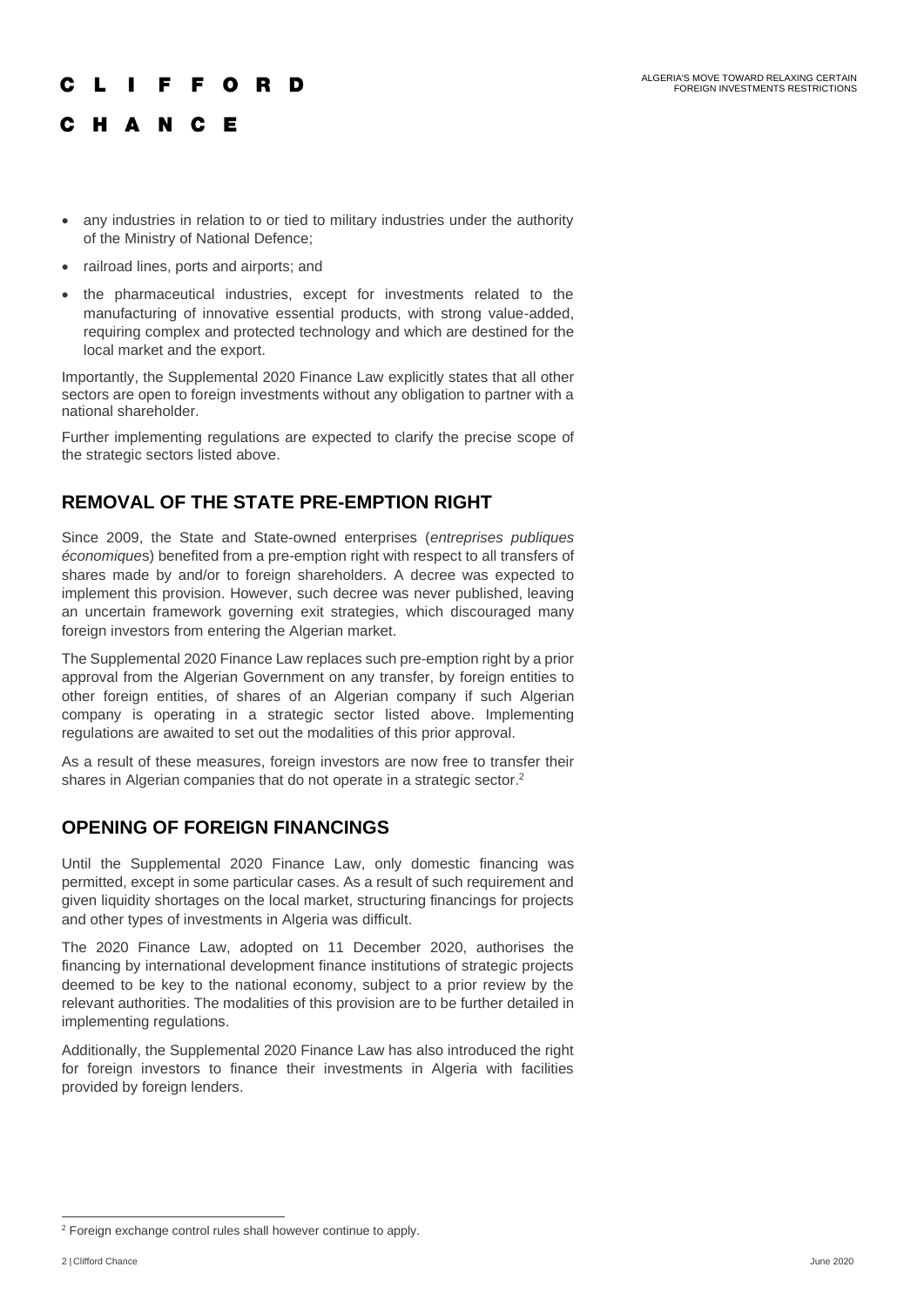- any industries in relation to or tied to military industries under the authority of the Ministry of National Defence;
- railroad lines, ports and airports; and
- the pharmaceutical industries, except for investments related to the manufacturing of innovative essential products, with strong value-added, requiring complex and protected technology and which are destined for the local market and the export.

Importantly, the Supplemental 2020 Finance Law explicitly states that all other sectors are open to foreign investments without any obligation to partner with a national shareholder.

Further implementing regulations are expected to clarify the precise scope of the strategic sectors listed above.

## REMOVAL OF THE STATE PRE-EMPTION RIGHT

Since 2009, the State and State-owned enterprises (*entreprises publiques économiques*) benefited from a pre-emption right with respect to all transfers of shares made by and/or to foreign shareholders. A decree was expected to implement this provision. However, such decree was never published, leaving an uncertain framework governing exit strategies, which discouraged many foreign investors from entering the Algerian market.

The Supplemental 2020 Finance Law replaces such pre-emption right by a prior approval from the Algerian Government on any transfer, by foreign entities to other foreign entities, of shares of an Algerian company if such Algerian company is operating in a strategic sector listed above. Implementing regulations are awaited to set out the modalities of this prior approval.

As a result of these measures, foreign investors are now free to transfer their shares in Algerian companies that do not operate in a strategic sector.[2]

## OPENING OF FOREIGN FINANCINGS

Until the Supplemental 2020 Finance Law, only domestic financing was permitted, except in some particular cases. As a result of such requirement and given liquidity shortages on the local market, structuring financings for projects and other types of investments in Algeria was difficult.

The 2020 Finance Law, adopted on 11 December 2020, authorises the financing by international development finance institutions of strategic projects deemed to be key to the national economy, subject to a prior review by the relevant authorities. The modalities of this provision are to be further detailed in implementing regulations.

Additionally, the Supplemental 2020 Finance Law has also introduced the right for foreign investors to finance their investments in Algeria with facilities provided by foreign lenders.

[2] Foreign exchange control rules shall however continue to apply.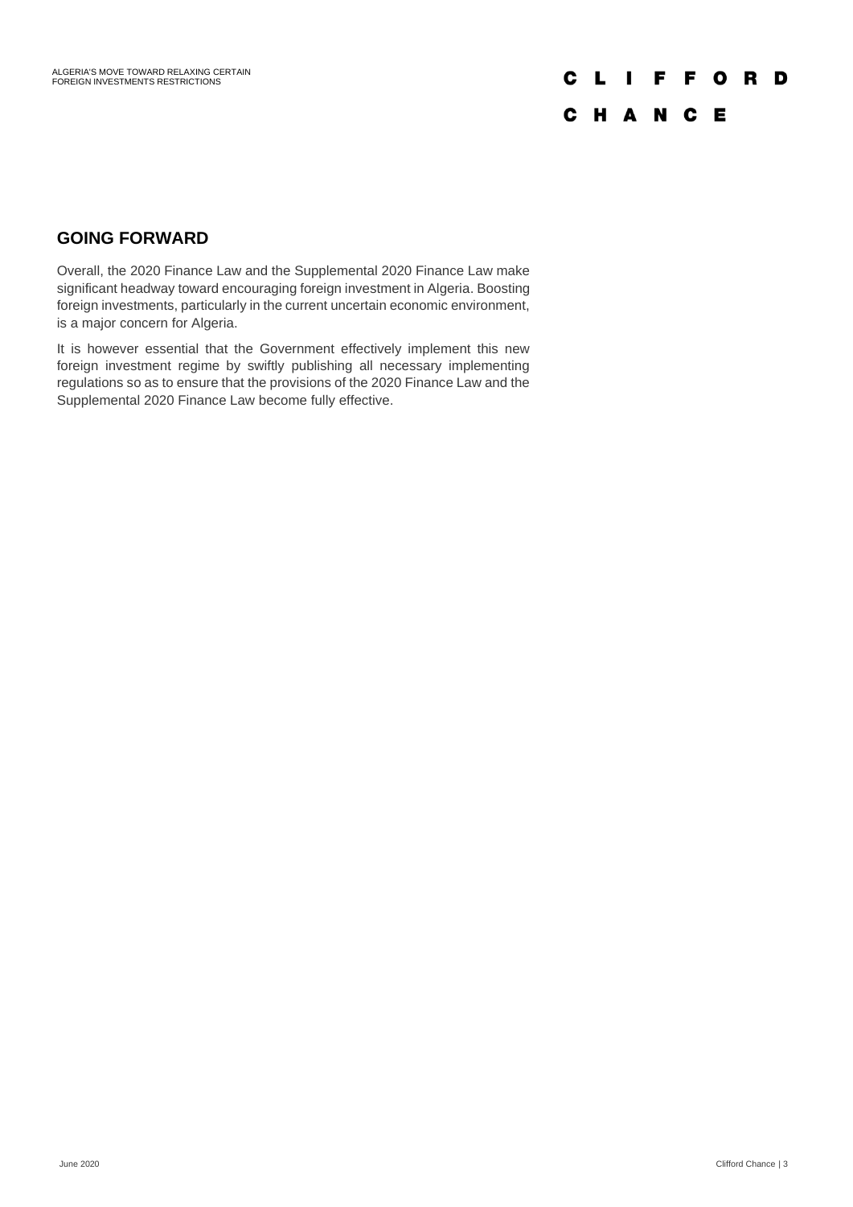## GOING FORWARD

Overall, the 2020 Finance Law and the Supplemental 2020 Finance Law make significant headway toward encouraging foreign investment in Algeria. Boosting foreign investments, particularly in the current uncertain economic environment, is a major concern for Algeria.

It is however essential that the Government effectively implement this new foreign investment regime by swiftly publishing all necessary implementing regulations so as to ensure that the provisions of the 2020 Finance Law and the Supplemental 2020 Finance Law become fully effective.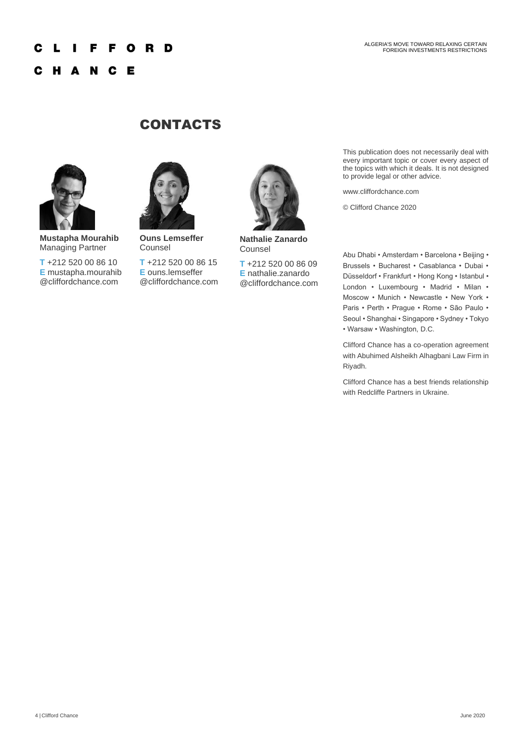## CONTACTS

**Mustapha Mourahib**
Managing Partner

**T** +212 520 00 86 10
**E** mustapha.mourahib@cliffordchance.com

**Ouns Lemseffer**
Counsel

**T** +212 520 00 86 15
**E** ouns.lemseffer@cliffordchance.com

**Nathalie Zanardo**
Counsel

**T** +212 520 00 86 09
**E** nathalie.zanardo@cliffordchance.com

This publication does not necessarily deal with every important topic or cover every aspect of the topics with which it deals. It is not designed to provide legal or other advice.

www.cliffordchance.com

© Clifford Chance 2020

Abu Dhabi • Amsterdam • Barcelona • Beijing • Brussels • Bucharest • Casablanca • Dubai • Düsseldorf • Frankfurt • Hong Kong • Istanbul • London • Luxembourg • Madrid • Milan • Moscow • Munich • Newcastle • New York • Paris • Perth • Prague • Rome • São Paulo • Seoul • Shanghai • Singapore • Sydney • Tokyo • Warsaw • Washington, D.C.

Clifford Chance has a co-operation agreement with Abuhimed Alsheikh Alhagbani Law Firm in Riyadh.

Clifford Chance has a best friends relationship with Redcliffe Partners in Ukraine.